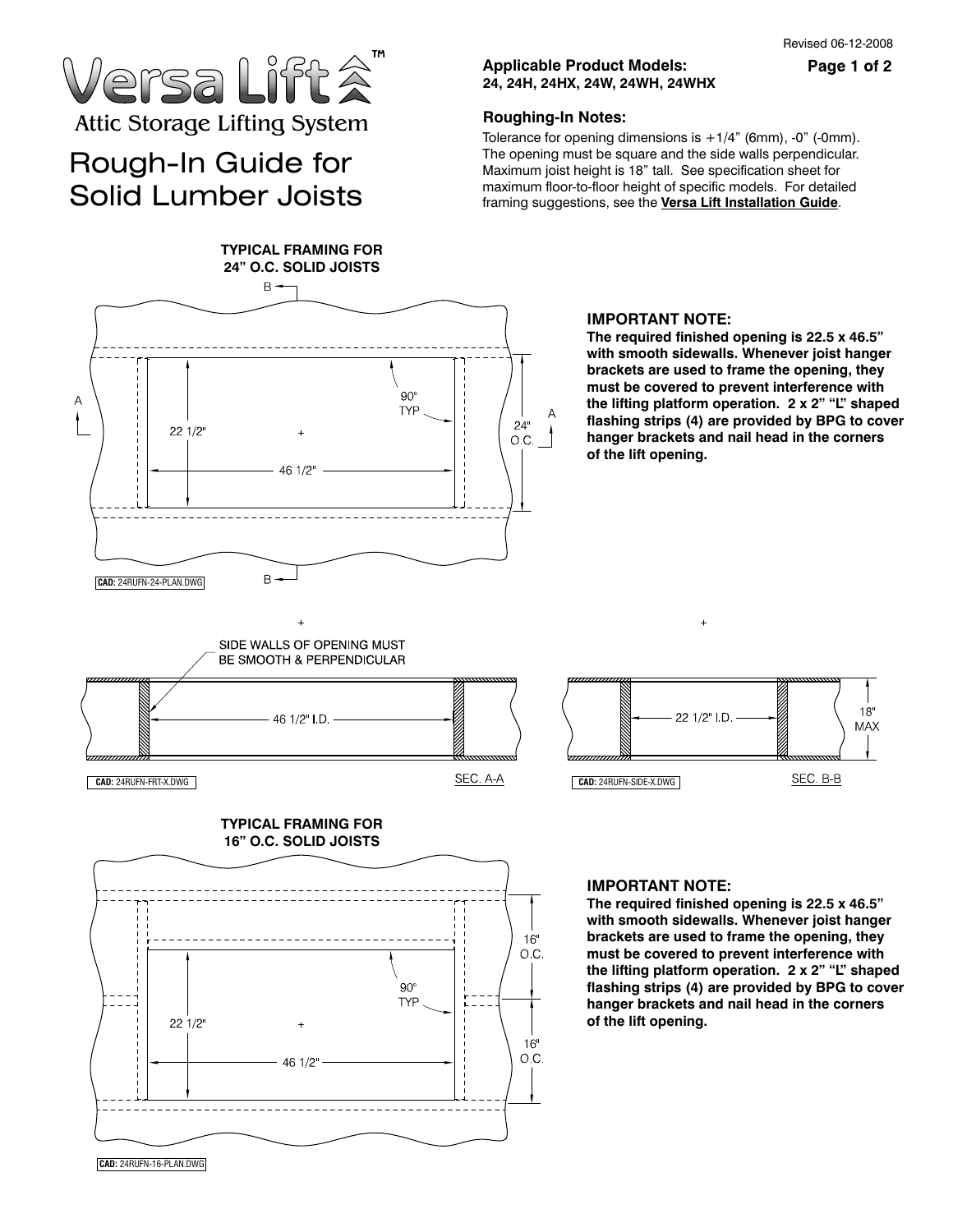Revised 06-12-2008

# Versa Lift™

Attic Storage Lifting System

# Rough-In Guide for Solid Lumber Joists

**Applicable Product Models:**
**24, 24H, 24HX, 24W, 24WH, 24WHX**

### Roughing-In Notes:

Tolerance for opening dimensions is +1/4" (6mm), -0" (-0mm). The opening must be square and the side walls perpendicular. Maximum joist height is 18" tall. See specification sheet for maximum floor-to-floor height of specific models. For detailed framing suggestions, see the **Versa Lift Installation Guide**.

**TYPICAL FRAMING FOR 24" O.C. SOLID JOISTS**

B — A — 22 1/2" — 46 1/2" — 90° TYP — 24" O.C. — A — B

**CAD:** 24RUFN-24-PLAN.DWG

### IMPORTANT NOTE:

**The required finished opening is 22.5 x 46.5" with smooth sidewalls. Whenever joist hanger brackets are used to frame the opening, they must be covered to prevent interference with the lifting platform operation. 2 x 2" "L" shaped flashing strips (4) are provided by BPG to cover hanger brackets and nail head in the corners of the lift opening.**

SIDE WALLS OF OPENING MUST BE SMOOTH & PERPENDICULAR

46 1/2" I.D.

SEC. A-A

**CAD:** 24RUFN-FRT-X.DWG

22 1/2" I.D. — 18" MAX

SEC. B-B

**CAD:** 24RUFN-SIDE-X.DWG

**TYPICAL FRAMING FOR 16" O.C. SOLID JOISTS**

16" O.C. — 90° TYP — 22 1/2" — 46 1/2" — 16" O.C.

**CAD:** 24RUFN-16-PLAN.DWG

### IMPORTANT NOTE:

**The required finished opening is 22.5 x 46.5" with smooth sidewalls. Whenever joist hanger brackets are used to frame the opening, they must be covered to prevent interference with the lifting platform operation. 2 x 2" "L" shaped flashing strips (4) are provided by BPG to cover hanger brackets and nail head in the corners of the lift opening.**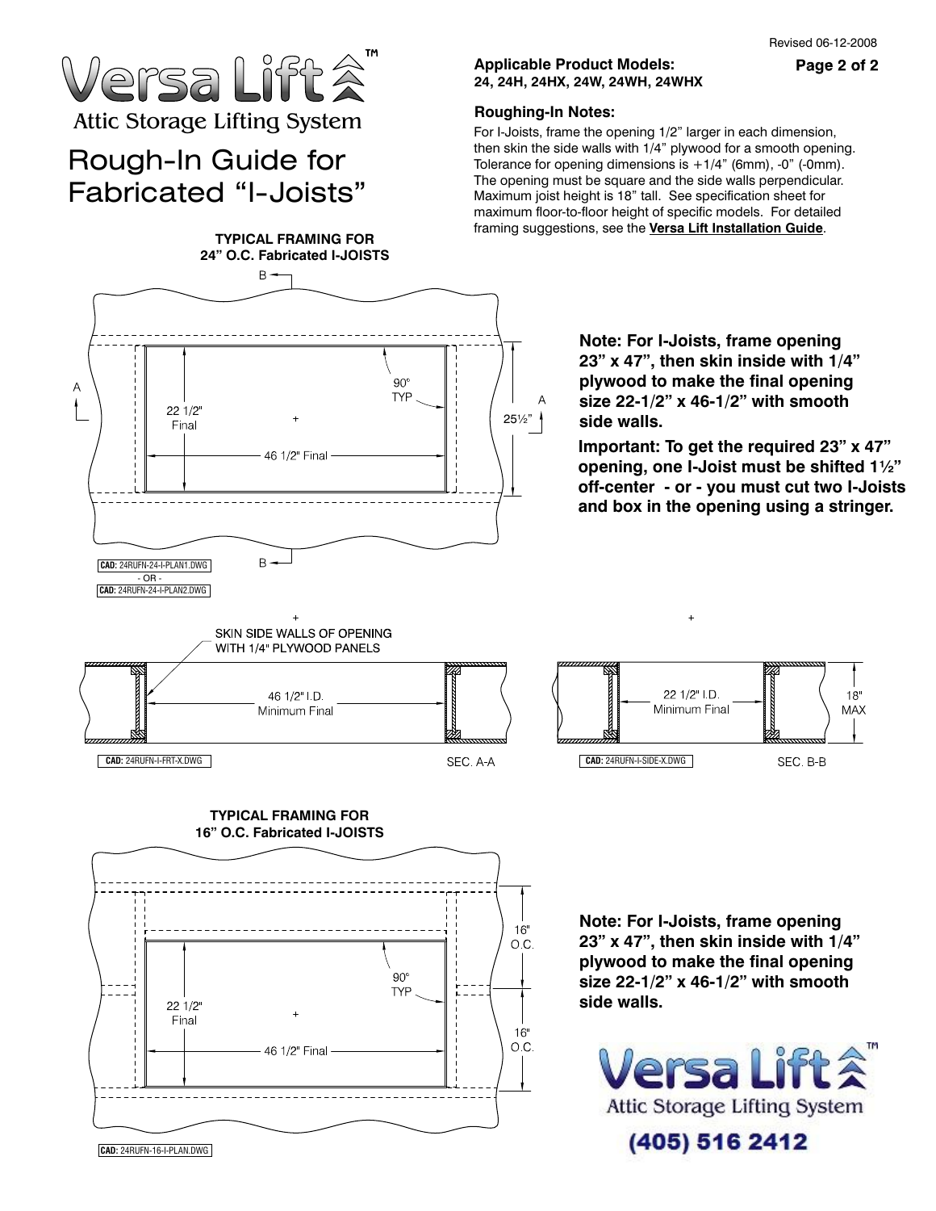Revised 06-12-2008

# Versa Lift™

Attic Storage Lifting System

# Rough-In Guide for Fabricated "I-Joists"

**Applicable Product Models:**
**24, 24H, 24HX, 24W, 24WH, 24WHX**

**Roughing-In Notes:**

For I-Joists, frame the opening 1/2" larger in each dimension, then skin the side walls with 1/4" plywood for a smooth opening. Tolerance for opening dimensions is +1/4" (6mm), -0" (-0mm). The opening must be square and the side walls perpendicular. Maximum joist height is 18" tall. See specification sheet for maximum floor-to-floor height of specific models. For detailed framing suggestions, see the **Versa Lift Installation Guide**.

**TYPICAL FRAMING FOR 24" O.C. Fabricated I-JOISTS**

B
A
90° TYP
22 1/2" Final
46 1/2" Final
25½"
A
B

CAD: 24RUFN-24-I-PLAN1.DWG
- OR -
CAD: 24RUFN-24-I-PLAN2.DWG

**Note: For I-Joists, frame opening 23" x 47", then skin inside with 1/4" plywood to make the final opening size 22-1/2" x 46-1/2" with smooth side walls.**

**Important: To get the required 23" x 47" opening, one I-Joist must be shifted 1½" off-center - or - you must cut two I-Joists and box in the opening using a stringer.**

SKIN SIDE WALLS OF OPENING WITH 1/4" PLYWOOD PANELS

46 1/2" I.D.
Minimum Final

CAD: 24RUFN-I-FRT-X.DWG

SEC. A-A

22 1/2" I.D.
Minimum Final

18" MAX

CAD: 24RUFN-I-SIDE-X.DWG

SEC. B-B

**TYPICAL FRAMING FOR 16" O.C. Fabricated I-JOISTS**

16" O.C.
90° TYP
22 1/2" Final
46 1/2" Final
16" O.C.

CAD: 24RUFN-16-I-PLAN.DWG

**Note: For I-Joists, frame opening 23" x 47", then skin inside with 1/4" plywood to make the final opening size 22-1/2" x 46-1/2" with smooth side walls.**

Versa Lift™
Attic Storage Lifting System
**(405) 516 2412**